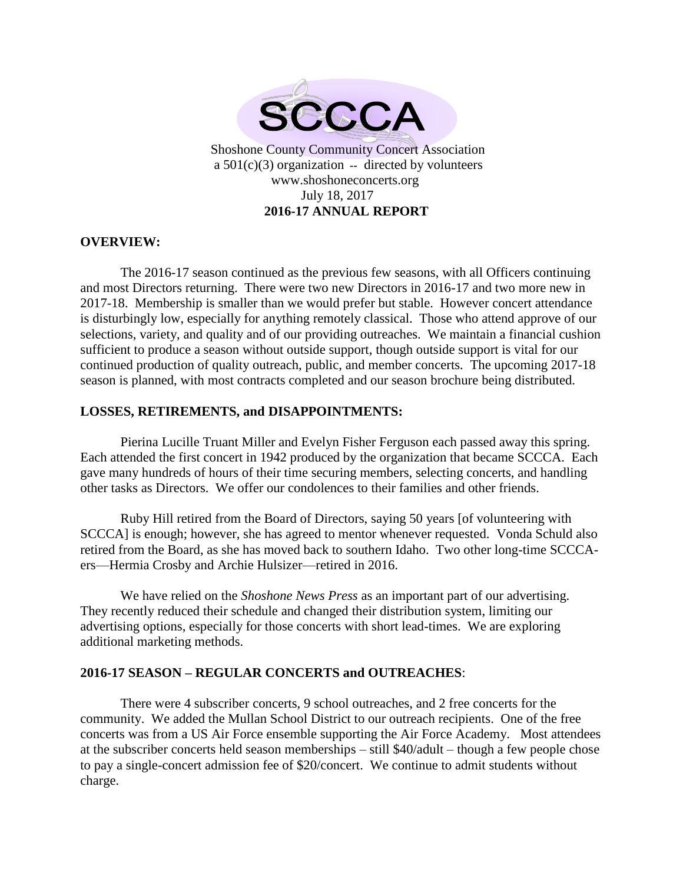# SCCCA

Shoshone County Community Concert Association
a 501(c)(3) organization -- directed by volunteers
www.shoshoneconcerts.org
July 18, 2017

**2016-17 ANNUAL REPORT**

## OVERVIEW:

The 2016-17 season continued as the previous few seasons, with all Officers continuing and most Directors returning. There were two new Directors in 2016-17 and two more new in 2017-18. Membership is smaller than we would prefer but stable. However concert attendance is disturbingly low, especially for anything remotely classical. Those who attend approve of our selections, variety, and quality and of our providing outreaches. We maintain a financial cushion sufficient to produce a season without outside support, though outside support is vital for our continued production of quality outreach, public, and member concerts. The upcoming 2017-18 season is planned, with most contracts completed and our season brochure being distributed.

## LOSSES, RETIREMENTS, and DISAPPOINTMENTS:

Pierina Lucille Truant Miller and Evelyn Fisher Ferguson each passed away this spring. Each attended the first concert in 1942 produced by the organization that became SCCCA. Each gave many hundreds of hours of their time securing members, selecting concerts, and handling other tasks as Directors. We offer our condolences to their families and other friends.

Ruby Hill retired from the Board of Directors, saying 50 years [of volunteering with SCCCA] is enough; however, she has agreed to mentor whenever requested. Vonda Schuld also retired from the Board, as she has moved back to southern Idaho. Two other long-time SCCCA-ers—Hermia Crosby and Archie Hulsizer—retired in 2016.

We have relied on the *Shoshone News Press* as an important part of our advertising. They recently reduced their schedule and changed their distribution system, limiting our advertising options, especially for those concerts with short lead-times. We are exploring additional marketing methods.

## 2016-17 SEASON – REGULAR CONCERTS and OUTREACHES:

There were 4 subscriber concerts, 9 school outreaches, and 2 free concerts for the community. We added the Mullan School District to our outreach recipients. One of the free concerts was from a US Air Force ensemble supporting the Air Force Academy. Most attendees at the subscriber concerts held season memberships – still $40/adult – though a few people chose to pay a single-concert admission fee of $20/concert. We continue to admit students without charge.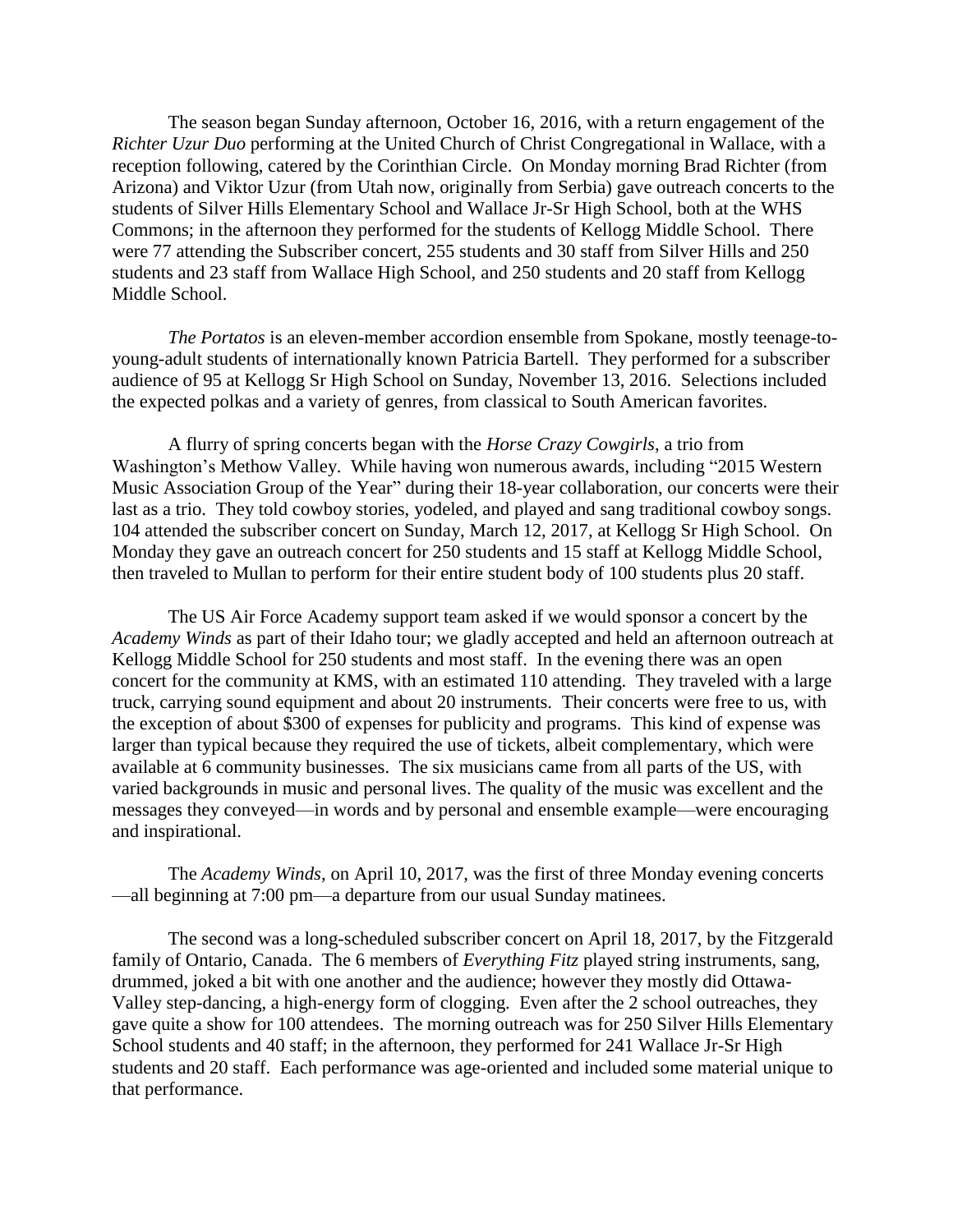The season began Sunday afternoon, October 16, 2016, with a return engagement of the *Richter Uzur Duo* performing at the United Church of Christ Congregational in Wallace, with a reception following, catered by the Corinthian Circle. On Monday morning Brad Richter (from Arizona) and Viktor Uzur (from Utah now, originally from Serbia) gave outreach concerts to the students of Silver Hills Elementary School and Wallace Jr-Sr High School, both at the WHS Commons; in the afternoon they performed for the students of Kellogg Middle School. There were 77 attending the Subscriber concert, 255 students and 30 staff from Silver Hills and 250 students and 23 staff from Wallace High School, and 250 students and 20 staff from Kellogg Middle School.

*The Portatos* is an eleven-member accordion ensemble from Spokane, mostly teenage-to-young-adult students of internationally known Patricia Bartell. They performed for a subscriber audience of 95 at Kellogg Sr High School on Sunday, November 13, 2016. Selections included the expected polkas and a variety of genres, from classical to South American favorites.

A flurry of spring concerts began with the *Horse Crazy Cowgirls*, a trio from Washington's Methow Valley. While having won numerous awards, including "2015 Western Music Association Group of the Year" during their 18-year collaboration, our concerts were their last as a trio. They told cowboy stories, yodeled, and played and sang traditional cowboy songs. 104 attended the subscriber concert on Sunday, March 12, 2017, at Kellogg Sr High School. On Monday they gave an outreach concert for 250 students and 15 staff at Kellogg Middle School, then traveled to Mullan to perform for their entire student body of 100 students plus 20 staff.

The US Air Force Academy support team asked if we would sponsor a concert by the *Academy Winds* as part of their Idaho tour; we gladly accepted and held an afternoon outreach at Kellogg Middle School for 250 students and most staff. In the evening there was an open concert for the community at KMS, with an estimated 110 attending. They traveled with a large truck, carrying sound equipment and about 20 instruments. Their concerts were free to us, with the exception of about $300 of expenses for publicity and programs. This kind of expense was larger than typical because they required the use of tickets, albeit complementary, which were available at 6 community businesses. The six musicians came from all parts of the US, with varied backgrounds in music and personal lives. The quality of the music was excellent and the messages they conveyed—in words and by personal and ensemble example—were encouraging and inspirational.

The *Academy Winds,* on April 10, 2017, was the first of three Monday evening concerts —all beginning at 7:00 pm—a departure from our usual Sunday matinees.

The second was a long-scheduled subscriber concert on April 18, 2017, by the Fitzgerald family of Ontario, Canada. The 6 members of *Everything Fitz* played string instruments, sang, drummed, joked a bit with one another and the audience; however they mostly did Ottawa-Valley step-dancing, a high-energy form of clogging. Even after the 2 school outreaches, they gave quite a show for 100 attendees. The morning outreach was for 250 Silver Hills Elementary School students and 40 staff; in the afternoon, they performed for 241 Wallace Jr-Sr High students and 20 staff. Each performance was age-oriented and included some material unique to that performance.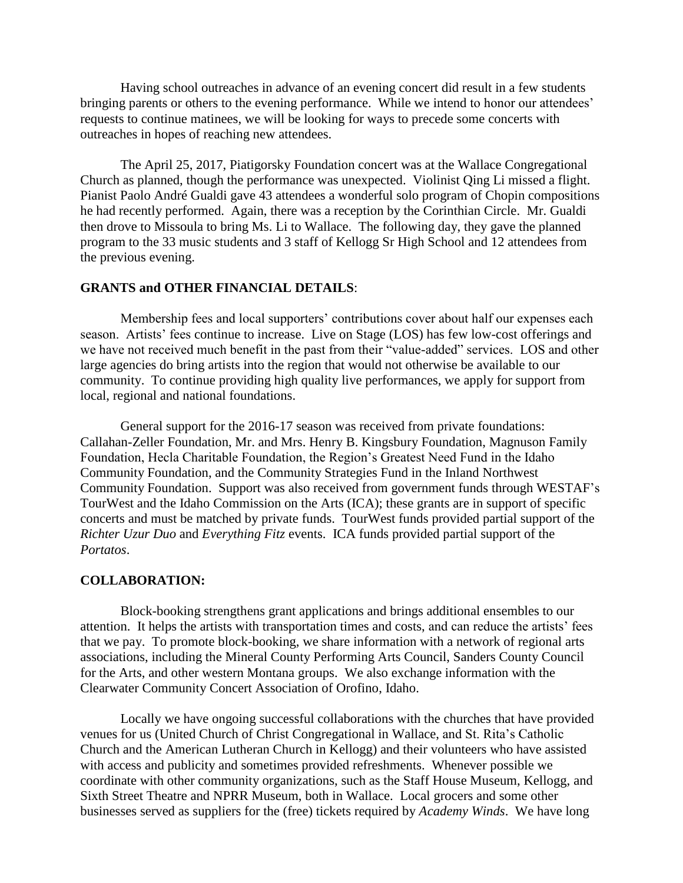Having school outreaches in advance of an evening concert did result in a few students bringing parents or others to the evening performance. While we intend to honor our attendees' requests to continue matinees, we will be looking for ways to precede some concerts with outreaches in hopes of reaching new attendees.

The April 25, 2017, Piatigorsky Foundation concert was at the Wallace Congregational Church as planned, though the performance was unexpected. Violinist Qing Li missed a flight. Pianist Paolo André Gualdi gave 43 attendees a wonderful solo program of Chopin compositions he had recently performed. Again, there was a reception by the Corinthian Circle. Mr. Gualdi then drove to Missoula to bring Ms. Li to Wallace. The following day, they gave the planned program to the 33 music students and 3 staff of Kellogg Sr High School and 12 attendees from the previous evening.

**GRANTS and OTHER FINANCIAL DETAILS**:

Membership fees and local supporters' contributions cover about half our expenses each season. Artists' fees continue to increase. Live on Stage (LOS) has few low-cost offerings and we have not received much benefit in the past from their "value-added" services. LOS and other large agencies do bring artists into the region that would not otherwise be available to our community. To continue providing high quality live performances, we apply for support from local, regional and national foundations.

General support for the 2016-17 season was received from private foundations: Callahan-Zeller Foundation, Mr. and Mrs. Henry B. Kingsbury Foundation, Magnuson Family Foundation, Hecla Charitable Foundation, the Region's Greatest Need Fund in the Idaho Community Foundation, and the Community Strategies Fund in the Inland Northwest Community Foundation. Support was also received from government funds through WESTAF's TourWest and the Idaho Commission on the Arts (ICA); these grants are in support of specific concerts and must be matched by private funds. TourWest funds provided partial support of the *Richter Uzur Duo* and *Everything Fitz* events. ICA funds provided partial support of the *Portatos*.

**COLLABORATION:**

Block-booking strengthens grant applications and brings additional ensembles to our attention. It helps the artists with transportation times and costs, and can reduce the artists' fees that we pay. To promote block-booking, we share information with a network of regional arts associations, including the Mineral County Performing Arts Council, Sanders County Council for the Arts, and other western Montana groups. We also exchange information with the Clearwater Community Concert Association of Orofino, Idaho.

Locally we have ongoing successful collaborations with the churches that have provided venues for us (United Church of Christ Congregational in Wallace, and St. Rita's Catholic Church and the American Lutheran Church in Kellogg) and their volunteers who have assisted with access and publicity and sometimes provided refreshments. Whenever possible we coordinate with other community organizations, such as the Staff House Museum, Kellogg, and Sixth Street Theatre and NPRR Museum, both in Wallace. Local grocers and some other businesses served as suppliers for the (free) tickets required by *Academy Winds*. We have long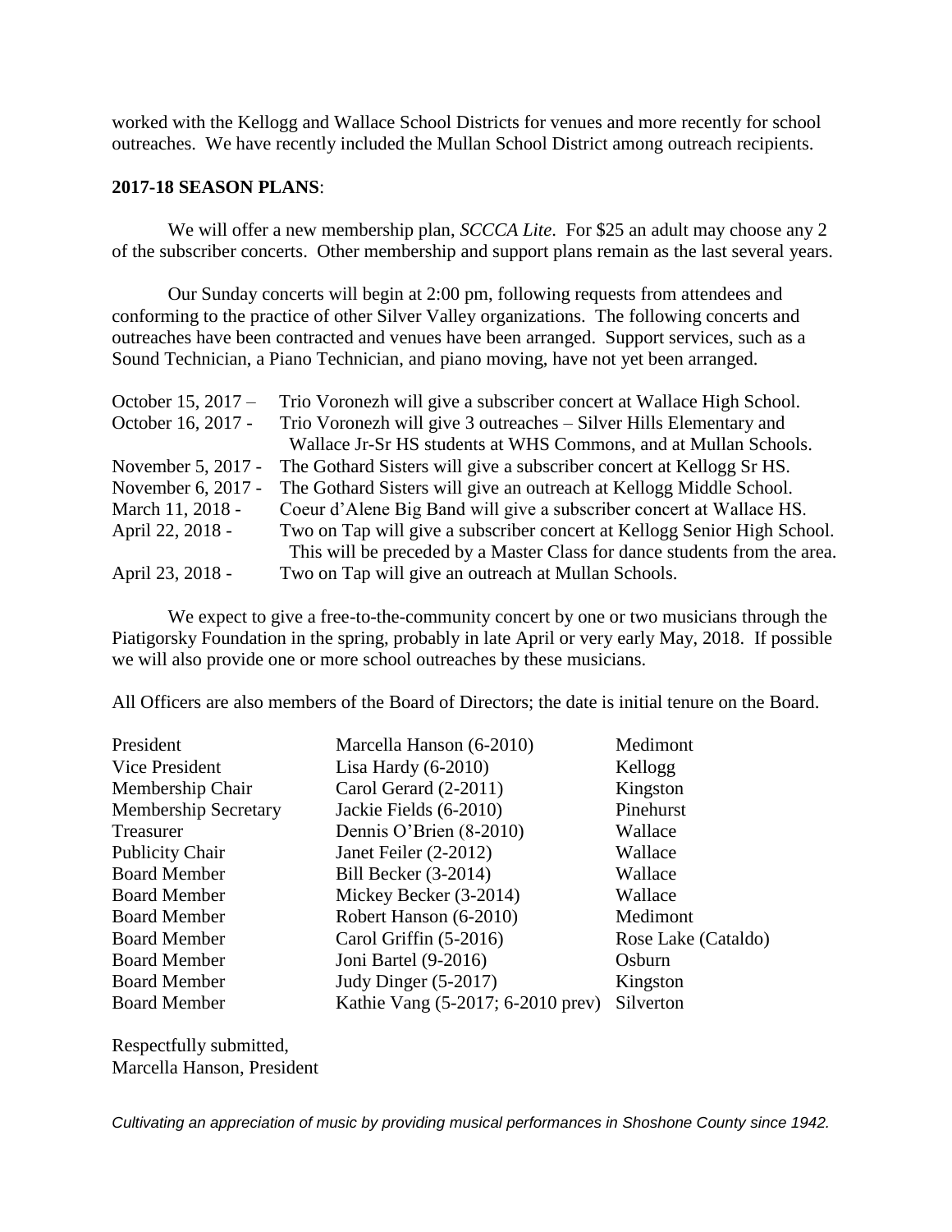worked with the Kellogg and Wallace School Districts for venues and more recently for school outreaches. We have recently included the Mullan School District among outreach recipients.

**2017-18 SEASON PLANS**:

We will offer a new membership plan, *SCCCA Lite*. For $25 an adult may choose any 2 of the subscriber concerts. Other membership and support plans remain as the last several years.

Our Sunday concerts will begin at 2:00 pm, following requests from attendees and conforming to the practice of other Silver Valley organizations. The following concerts and outreaches have been contracted and venues have been arranged. Support services, such as a Sound Technician, a Piano Technician, and piano moving, have not yet been arranged.

| | |
|---|---|
| October 15, 2017 – | Trio Voronezh will give a subscriber concert at Wallace High School. |
| October 16, 2017 - | Trio Voronezh will give 3 outreaches – Silver Hills Elementary and Wallace Jr-Sr HS students at WHS Commons, and at Mullan Schools. |
| November 5, 2017 - | The Gothard Sisters will give a subscriber concert at Kellogg Sr HS. |
| November 6, 2017 - | The Gothard Sisters will give an outreach at Kellogg Middle School. |
| March 11, 2018 - | Coeur d'Alene Big Band will give a subscriber concert at Wallace HS. |
| April 22, 2018 - | Two on Tap will give a subscriber concert at Kellogg Senior High School. This will be preceded by a Master Class for dance students from the area. |
| April 23, 2018 - | Two on Tap will give an outreach at Mullan Schools. |

We expect to give a free-to-the-community concert by one or two musicians through the Piatigorsky Foundation in the spring, probably in late April or very early May, 2018. If possible we will also provide one or more school outreaches by these musicians.

All Officers are also members of the Board of Directors; the date is initial tenure on the Board.

| | | |
|---|---|---|
| President | Marcella Hanson (6-2010) | Medimont |
| Vice President | Lisa Hardy (6-2010) | Kellogg |
| Membership Chair | Carol Gerard (2-2011) | Kingston |
| Membership Secretary | Jackie Fields (6-2010) | Pinehurst |
| Treasurer | Dennis O'Brien (8-2010) | Wallace |
| Publicity Chair | Janet Feiler (2-2012) | Wallace |
| Board Member | Bill Becker (3-2014) | Wallace |
| Board Member | Mickey Becker (3-2014) | Wallace |
| Board Member | Robert Hanson (6-2010) | Medimont |
| Board Member | Carol Griffin (5-2016) | Rose Lake (Cataldo) |
| Board Member | Joni Bartel (9-2016) | Osburn |
| Board Member | Judy Dinger (5-2017) | Kingston |
| Board Member | Kathie Vang (5-2017; 6-2010 prev) | Silverton |

Respectfully submitted,
Marcella Hanson, President

*Cultivating an appreciation of music by providing musical performances in Shoshone County since 1942.*